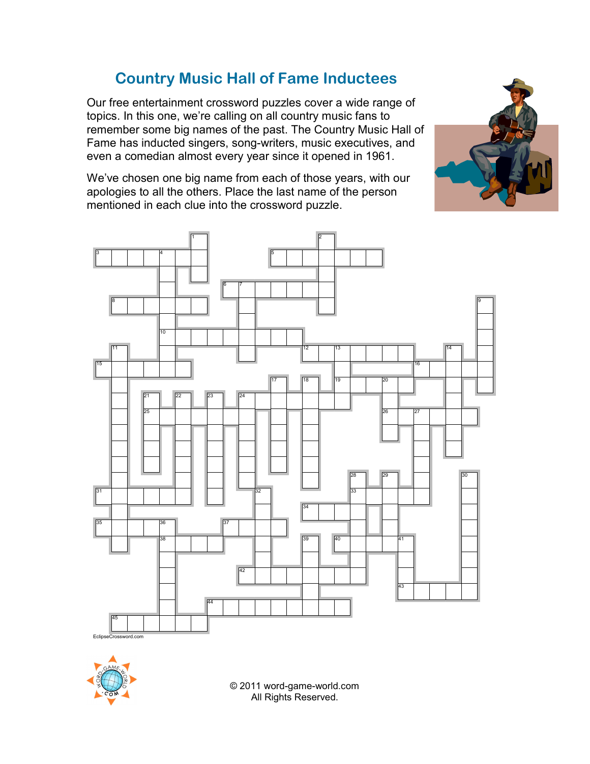# Country Music Hall of Fame Inductees

Our free entertainment crossword puzzles cover a wide range of topics. In this one, we're calling on all country music fans to remember some big names of the past. The Country Music Hall of Fame has inducted singers, song-writers, music executives, and even a comedian almost every year since it opened in 1961.

We've chosen one big name from each of those years, with our apologies to all the others. Place the last name of the person mentioned in each clue into the crossword puzzle.

EclipseCrossword.com

© 2011 word-game-world.com
All Rights Reserved.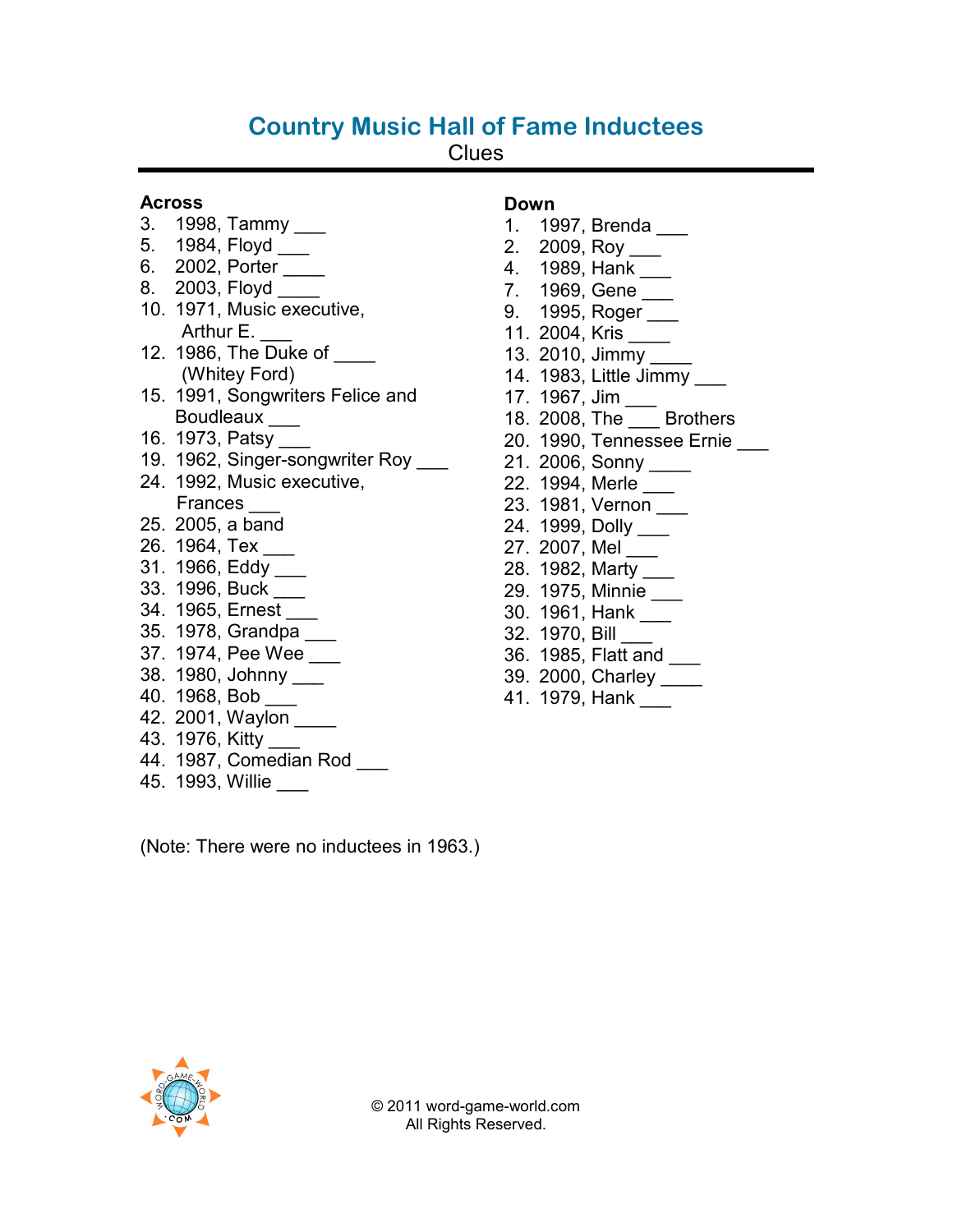# Country Music Hall of Fame Inductees

Clues

**Across**

3. 1998, Tammy ___
5. 1984, Floyd ___
6. 2002, Porter ____
8. 2003, Floyd ____
10. 1971, Music executive, Arthur E. ___
12. 1986, The Duke of ____ (Whitey Ford)
15. 1991, Songwriters Felice and Boudleaux ___
16. 1973, Patsy ___
19. 1962, Singer-songwriter Roy ___
24. 1992, Music executive, Frances ___
25. 2005, a band
26. 1964, Tex ___
31. 1966, Eddy ___
33. 1996, Buck ___
34. 1965, Ernest ___
35. 1978, Grandpa ___
37. 1974, Pee Wee ___
38. 1980, Johnny ___
40. 1968, Bob ___
42. 2001, Waylon ____
43. 1976, Kitty ___
44. 1987, Comedian Rod ___
45. 1993, Willie ___

**Down**

1. 1997, Brenda ___
2. 2009, Roy ___
4. 1989, Hank ___
7. 1969, Gene ___
9. 1995, Roger ___
11. 2004, Kris ____
13. 2010, Jimmy ____
14. 1983, Little Jimmy ___
17. 1967, Jim ___
18. 2008, The ___ Brothers
20. 1990, Tennessee Ernie ___
21. 2006, Sonny ____
22. 1994, Merle ___
23. 1981, Vernon ___
24. 1999, Dolly ___
27. 2007, Mel ___
28. 1982, Marty ___
29. 1975, Minnie ___
30. 1961, Hank ___
32. 1970, Bill ___
36. 1985, Flatt and ___
39. 2000, Charley ____
41. 1979, Hank ___

(Note: There were no inductees in 1963.)

© 2011 word-game-world.com
All Rights Reserved.